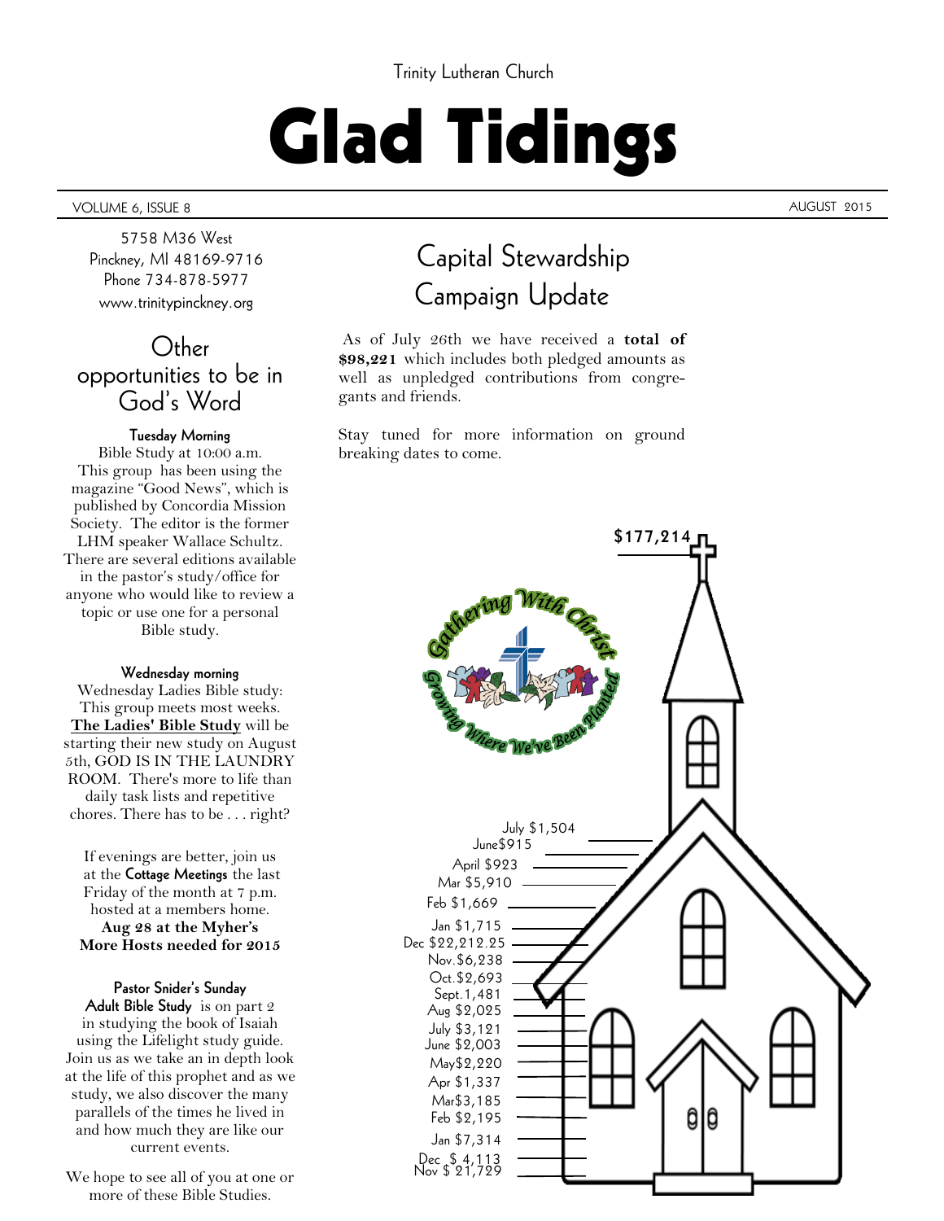Trinity Lutheran Church

# Glad Tidings

VOLUME 6, ISSUE 8 — AUGUST 2015

5758 M36 West
Pinckney, MI 48169-9716
Phone 734-878-5977
www.trinitypinckney.org

## Other opportunities to be in God's Word

**Tuesday Morning**

Bible Study at 10:00 a.m. This group has been using the magazine "Good News", which is published by Concordia Mission Society. The editor is the former LHM speaker Wallace Schultz. There are several editions available in the pastor's study/office for anyone who would like to review a topic or use one for a personal Bible study.

**Wednesday morning**

Wednesday Ladies Bible study: This group meets most weeks. **The Ladies' Bible Study** will be starting their new study on August 5th, GOD IS IN THE LAUNDRY ROOM. There's more to life than daily task lists and repetitive chores. There has to be . . . right?

If evenings are better, join us at the **Cottage Meetings** the last Friday of the month at 7 p.m. hosted at a members home.
**Aug 28 at the Myher's**
**More Hosts needed for 2015**

**Pastor Snider's Sunday Adult Bible Study** is on part 2 in studying the book of Isaiah using the Lifelight study guide. Join us as we take an in depth look at the life of this prophet and as we study, we also discover the many parallels of the times he lived in and how much they are like our current events.

We hope to see all of you at one or more of these Bible Studies.

## Capital Stewardship Campaign Update

As of July 26th we have received a **total of $98,221** which includes both pledged amounts as well as unpledged contributions from congregants and friends.

Stay tuned for more information on ground breaking dates to come.

Gathering With Christ — Growing Where We've Been Planted

$177,214

July $1,504
June$915
April $923
Mar $5,910
Feb $1,669
Jan $1,715
Dec $22,212.25
Nov.$6,238
Oct.$2,693
Sept.1,481
Aug $2,025
July $3,121
June $2,003
May$2,220
Apr $1,337
Mar$3,185
Feb $2,195
Jan $7,314
Dec $ 4,113
Nov $ 21,729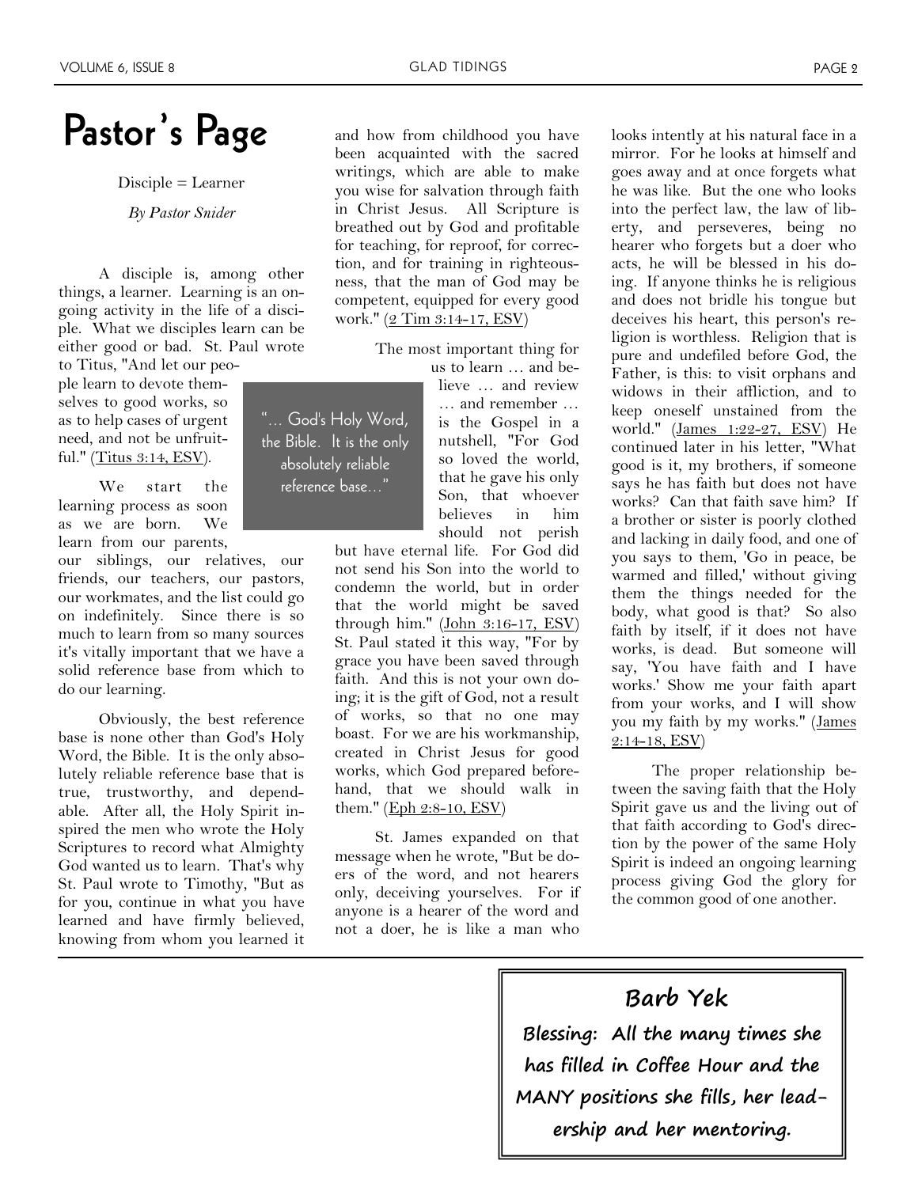# Pastor's Page

Disciple = Learner

*By Pastor Snider*

A disciple is, among other things, a learner. Learning is an ongoing activity in the life of a disciple. What we disciples learn can be either good or bad. St. Paul wrote to Titus, "And let our people learn to devote themselves to good works, so as to help cases of urgent need, and not be unfruitful." (Titus 3:14, ESV).

We start the learning process as soon as we are born. We learn from our parents, our siblings, our relatives, our friends, our teachers, our pastors, our workmates, and the list could go on indefinitely. Since there is so much to learn from so many sources it's vitally important that we have a solid reference base from which to do our learning.

> "… God's Holy Word, the Bible. It is the only absolutely reliable reference base…"

Obviously, the best reference base is none other than God's Holy Word, the Bible. It is the only absolutely reliable reference base that is true, trustworthy, and dependable. After all, the Holy Spirit inspired the men who wrote the Holy Scriptures to record what Almighty God wanted us to learn. That's why St. Paul wrote to Timothy, "But as for you, continue in what you have learned and have firmly believed, knowing from whom you learned it and how from childhood you have been acquainted with the sacred writings, which are able to make you wise for salvation through faith in Christ Jesus. All Scripture is breathed out by God and profitable for teaching, for reproof, for correction, and for training in righteousness, that the man of God may be competent, equipped for every good work." (2 Tim 3:14-17, ESV)

The most important thing for us to learn … and believe … and review … and remember … is the Gospel in a nutshell, "For God so loved the world, that he gave his only Son, that whoever believes in him should not perish but have eternal life. For God did not send his Son into the world to condemn the world, but in order that the world might be saved through him." (John 3:16-17, ESV) St. Paul stated it this way, "For by grace you have been saved through faith. And this is not your own doing; it is the gift of God, not a result of works, so that no one may boast. For we are his workmanship, created in Christ Jesus for good works, which God prepared beforehand, that we should walk in them." (Eph 2:8-10, ESV)

St. James expanded on that message when he wrote, "But be doers of the word, and not hearers only, deceiving yourselves. For if anyone is a hearer of the word and not a doer, he is like a man who looks intently at his natural face in a mirror. For he looks at himself and goes away and at once forgets what he was like. But the one who looks into the perfect law, the law of liberty, and perseveres, being no hearer who forgets but a doer who acts, he will be blessed in his doing. If anyone thinks he is religious and does not bridle his tongue but deceives his heart, this person's religion is worthless. Religion that is pure and undefiled before God, the Father, is this: to visit orphans and widows in their affliction, and to keep oneself unstained from the world." (James 1:22-27, ESV) He continued later in his letter, "What good is it, my brothers, if someone says he has faith but does not have works? Can that faith save him? If a brother or sister is poorly clothed and lacking in daily food, and one of you says to them, 'Go in peace, be warmed and filled,' without giving them the things needed for the body, what good is that? So also faith by itself, if it does not have works, is dead. But someone will say, 'You have faith and I have works.' Show me your faith apart from your works, and I will show you my faith by my works." (James 2:14-18, ESV)

The proper relationship between the saving faith that the Holy Spirit gave us and the living out of that faith according to God's direction by the power of the same Holy Spirit is indeed an ongoing learning process giving God the glory for the common good of one another.

---

## Barb Yek

**Blessing: All the many times she has filled in Coffee Hour and the MANY positions she fills, her leadership and her mentoring.**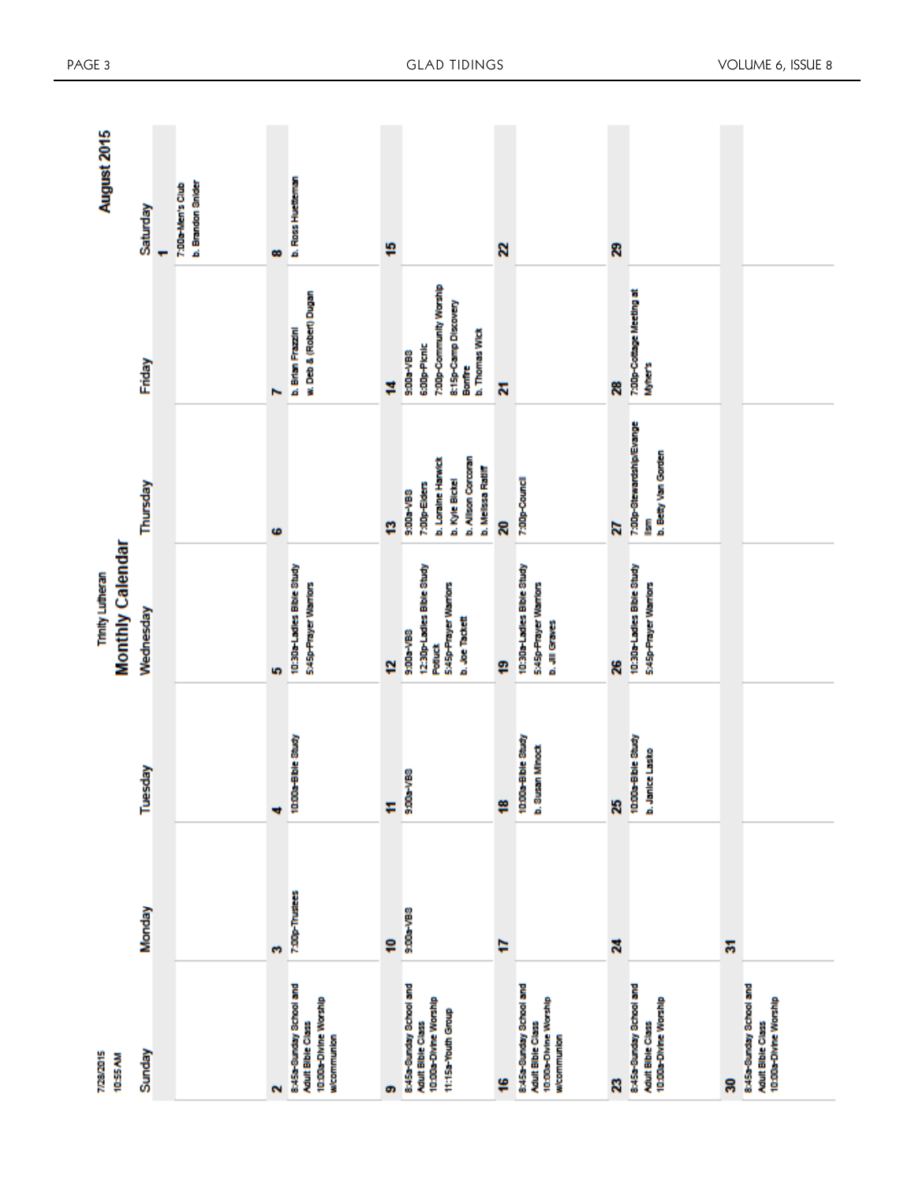7/28/2015
10:55 AM

# Trinity Lutheran

## Monthly Calendar

## August 2015

| Sunday | Monday | Tuesday | Wednesday | Thursday | Friday | Saturday |
|---|---|---|---|---|---|---|
| | | | | | | **1**<br>7:00a-Men's Club<br>b. Brandon Snider |
| **2**<br>8:45a-Sunday School and Adult Bible Class<br>10:00a-Divine Worship w/communion | **3**<br>7:00p-Trustees | **4**<br>10:00a-Bible Study | **5**<br>10:30a-Ladies Bible Study<br>5:45p-Prayer Warriors | **6** | **7**<br>b. Brian Frazzini<br>w. Deb & (Robert) Dugan | **8**<br>b. Ross Huetteman |
| **9**<br>8:45a-Sunday School and Adult Bible Class<br>10:00a-Divine Worship<br>11:15a-Youth Group | **10**<br>9:00a-VBS | **11**<br>9:00a-VBS | **12**<br>9:00a-VBS<br>12:30p-Ladies Bible Study Potluck<br>5:45p-Prayer Warriors<br>b. Joe Tackett | **13**<br>9:00a-VBS<br>7:00p-Elders<br>b. Loraine Harwick<br>b. Kyle Bickel<br>b. Allison Corcoran<br>b. Melissa Ratliff | **14**<br>9:00a-VBS<br>6:00p-Picnic<br>7:00p-Community Worship<br>8:15p-Camp Discovery Bonfire<br>b. Thomas Wick | **15** |
| **16**<br>8:45a-Sunday School and Adult Bible Class<br>10:00a-Divine Worship w/communion | **17** | **18**<br>10:00a-Bible Study<br>b. Susan Minock | **19**<br>10:30a-Ladies Bible Study<br>5:45p-Prayer Warriors<br>b. Jill Graves | **20**<br>7:00p-Council | **21** | **22** |
| **23**<br>8:45a-Sunday School and Adult Bible Class<br>10:00a-Divine Worship | **24** | **25**<br>10:00a-Bible Study<br>b. Janice Lasko | **26**<br>10:30a-Ladies Bible Study<br>5:45p-Prayer Warriors | **27**<br>7:00p-Stewardship/Evangelism<br>b. Betty Van Gorden | **28**<br>7:00p-Cottage Meeting at Myher's | **29** |
| **30**<br>8:45a-Sunday School and Adult Bible Class<br>10:00a-Divine Worship | **31** | | | | | |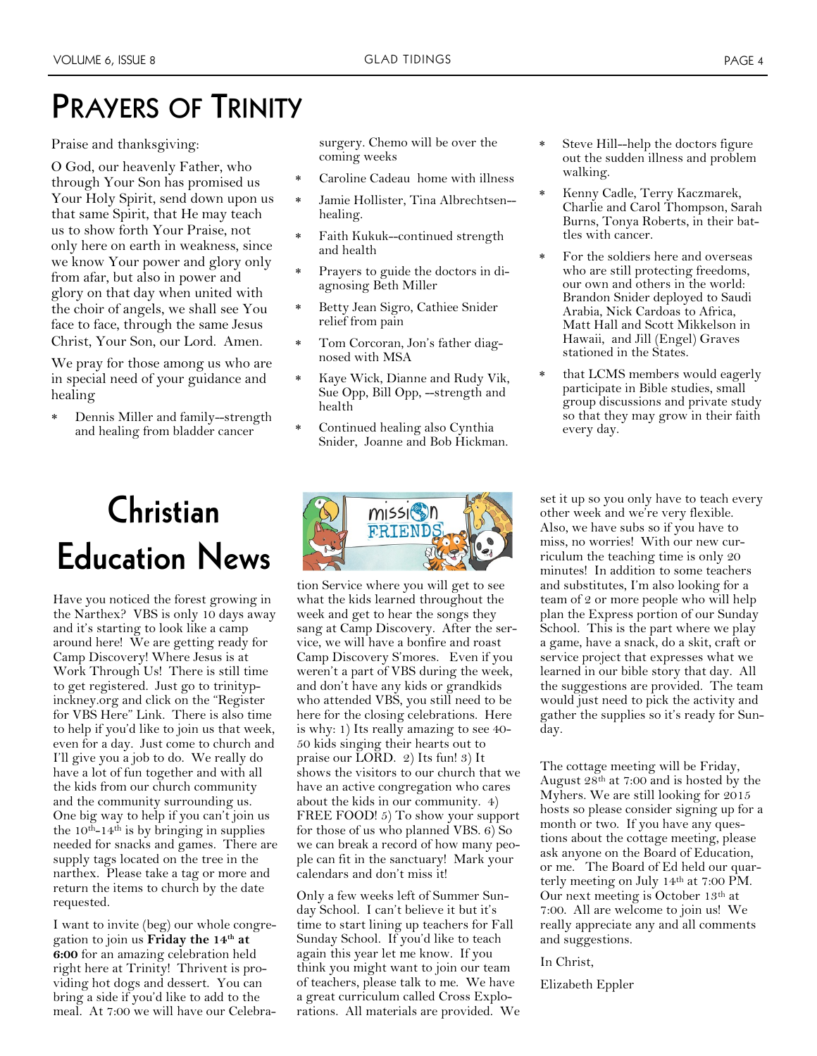# Prayers of Trinity

Praise and thanksgiving:

O God, our heavenly Father, who through Your Son has promised us Your Holy Spirit, send down upon us that same Spirit, that He may teach us to show forth Your Praise, not only here on earth in weakness, since we know Your power and glory only from afar, but also in power and glory on that day when united with the choir of angels, we shall see You face to face, through the same Jesus Christ, Your Son, our Lord. Amen.

We pray for those among us who are in special need of your guidance and healing

- Dennis Miller and family--strength and healing from bladder cancer surgery. Chemo will be over the coming weeks
- Caroline Cadeau home with illness
- Jamie Hollister, Tina Albrechtsen--healing.
- Faith Kukuk--continued strength and health
- Prayers to guide the doctors in diagnosing Beth Miller
- Betty Jean Sigro, Cathiee Snider relief from pain
- Tom Corcoran, Jon's father diagnosed with MSA
- Kaye Wick, Dianne and Rudy Vik, Sue Opp, Bill Opp, --strength and health
- Continued healing also Cynthia Snider, Joanne and Bob Hickman.
- Steve Hill--help the doctors figure out the sudden illness and problem walking.
- Kenny Cadle, Terry Kaczmarek, Charlie and Carol Thompson, Sarah Burns, Tonya Roberts, in their battles with cancer.
- For the soldiers here and overseas who are still protecting freedoms, our own and others in the world: Brandon Snider deployed to Saudi Arabia, Nick Cardoas to Africa, Matt Hall and Scott Mikkelson in Hawaii, and Jill (Engel) Graves stationed in the States.
- that LCMS members would eagerly participate in Bible studies, small group discussions and private study so that they may grow in their faith every day.

# Christian Education News

Have you noticed the forest growing in the Narthex? VBS is only 10 days away and it's starting to look like a camp around here! We are getting ready for Camp Discovery! Where Jesus is at Work Through Us! There is still time to get registered. Just go to trinitypinckney.org and click on the "Register for VBS Here" Link. There is also time to help if you'd like to join us that week, even for a day. Just come to church and I'll give you a job to do. We really do have a lot of fun together and with all the kids from our church community and the community surrounding us. One big way to help if you can't join us the 10th-14th is by bringing in supplies needed for snacks and games. There are supply tags located on the tree in the narthex. Please take a tag or more and return the items to church by the date requested.

I want to invite (beg) our whole congregation to join us **Friday the 14th at 6:00** for an amazing celebration held right here at Trinity! Thrivent is providing hot dogs and dessert. You can bring a side if you'd like to add to the meal. At 7:00 we will have our Celebration Service where you will get to see what the kids learned throughout the week and get to hear the songs they sang at Camp Discovery. After the service, we will have a bonfire and roast Camp Discovery S'mores. Even if you weren't a part of VBS during the week, and don't have any kids or grandkids who attended VBS, you still need to be here for the closing celebrations. Here is why: 1) Its really amazing to see 40-50 kids singing their hearts out to praise our LORD. 2) Its fun! 3) It shows the visitors to our church that we have an active congregation who cares about the kids in our community. 4) FREE FOOD! 5) To show your support for those of us who planned VBS. 6) So we can break a record of how many people can fit in the sanctuary! Mark your calendars and don't miss it!

Only a few weeks left of Summer Sunday School. I can't believe it but it's time to start lining up teachers for Fall Sunday School. If you'd like to teach again this year let me know. If you think you might want to join our team of teachers, please talk to me. We have a great curriculum called Cross Explorations. All materials are provided. We set it up so you only have to teach every other week and we're very flexible. Also, we have subs so if you have to miss, no worries! With our new curriculum the teaching time is only 20 minutes! In addition to some teachers and substitutes, I'm also looking for a team of 2 or more people who will help plan the Express portion of our Sunday School. This is the part where we play a game, have a snack, do a skit, craft or service project that expresses what we learned in our bible story that day. All the suggestions are provided. The team would just need to pick the activity and gather the supplies so it's ready for Sunday.

The cottage meeting will be Friday, August 28th at 7:00 and is hosted by the Myhers. We are still looking for 2015 hosts so please consider signing up for a month or two. If you have any questions about the cottage meeting, please ask anyone on the Board of Education, or me. The Board of Ed held our quarterly meeting on July 14th at 7:00 PM. Our next meeting is October 13th at 7:00. All are welcome to join us! We really appreciate any and all comments and suggestions.

In Christ,

Elizabeth Eppler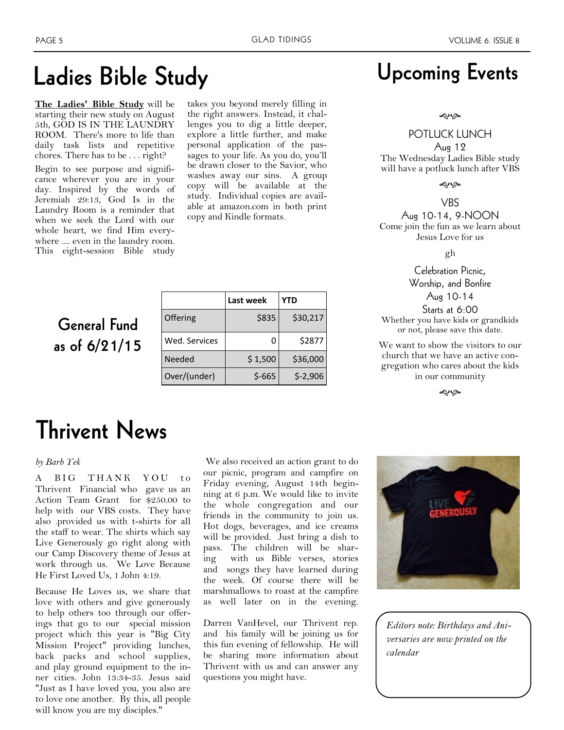# Ladies Bible Study

**The Ladies' Bible Study** will be starting their new study on August 5th, GOD IS IN THE LAUNDRY ROOM. There's more to life than daily task lists and repetitive chores. There has to be . . . right?

Begin to see purpose and significance wherever you are in your day. Inspired by the words of Jeremiah 29:13, God Is in the Laundry Room is a reminder that when we seek the Lord with our whole heart, we find Him everywhere .... even in the laundry room. This eight-session Bible study takes you beyond merely filling in the right answers. Instead, it challenges you to dig a little deeper, explore a little further, and make personal application of the passages to your life. As you do, you'll be drawn closer to the Savior, who washes away our sins. A group copy will be available at the study. Individual copies are available at amazon.com in both print copy and Kindle formats.

## General Fund as of 6/21/15

| | Last week | YTD |
|---|---|---|
| Offering | $835 | $30,217 |
| Wed. Services | 0 | $2877 |
| Needed | $ 1,500 | $36,000 |
| Over/(under) | $-665 | $-2,906 |

# Upcoming Events

POTLUCK LUNCH

Aug 12

The Wednesday Ladies Bible study will have a potluck lunch after VBS

VBS

Aug 10-14, 9-NOON

Come join the fun as we learn about Jesus Love for us

Celebration Picnic, Worship, and Bonfire

Aug 10-14

Starts at 6:00

Whether you have kids or grandkids or not, please save this date.

We want to show the visitors to our church that we have an active congregation who cares about the kids in our community

# Thrivent News

*by Barb Yek*

A BIG THANK YOU to Thrivent Financial who gave us an Action Team Grant for $250.00 to help with our VBS costs. They have also .provided us with t-shirts for all the staff to wear. The shirts which say Live Generously go right along with our Camp Discovery theme of Jesus at work through us. We Love Because He First Loved Us, 1 John 4:19.

Because He Loves us, we share that love with others and give generously to help others too through our offerings that go to our special mission project which this year is "Big City Mission Project" providing lunches, back packs and school supplies, and play ground equipment to the inner cities. John 13:34-35. Jesus said "Just as I have loved you, you also are to love one another. By this, all people will know you are my disciples."

We also received an action grant to do our picnic, program and campfire on Friday evening, August 14th beginning at 6 p.m. We would like to invite the whole congregation and our friends in the community to join us. Hot dogs, beverages, and ice creams will be provided. Just bring a dish to pass. The children will be sharing with us Bible verses, stories and songs they have learned during the week. Of course there will be marshmallows to roast at the campfire as well later on in the evening.

Darren VanHevel, our Thrivent rep. and his family will be joining us for this fun evening of fellowship. He will be sharing more information about Thrivent with us and can answer any questions you might have.

*Editors note: Birthdays and Aniversaries are now printed on the calendar*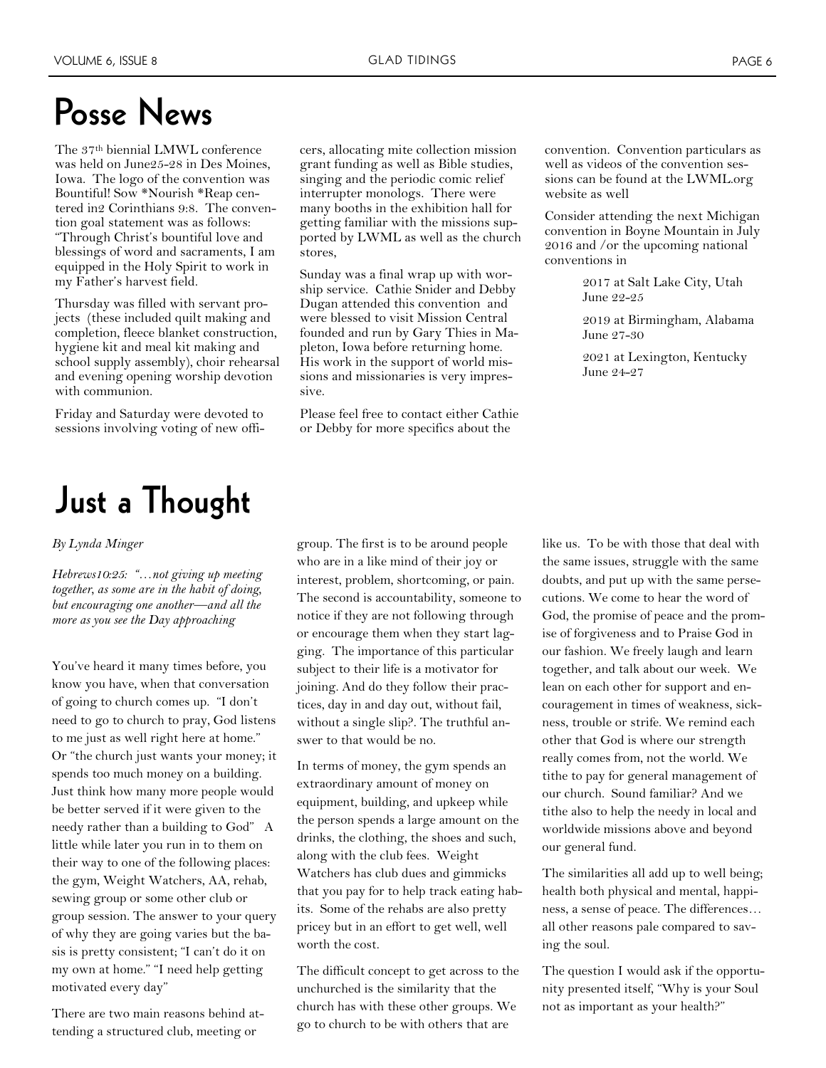# Posse News

The 37th biennial LMWL conference was held on June25-28 in Des Moines, Iowa. The logo of the convention was Bountiful! Sow *Nourish *Reap centered in2 Corinthians 9:8. The convention goal statement was as follows: "Through Christ's bountiful love and blessings of word and sacraments, I am equipped in the Holy Spirit to work in my Father's harvest field.

Thursday was filled with servant projects (these included quilt making and completion, fleece blanket construction, hygiene kit and meal kit making and school supply assembly), choir rehearsal and evening opening worship devotion with communion.

Friday and Saturday were devoted to sessions involving voting of new officers, allocating mite collection mission grant funding as well as Bible studies, singing and the periodic comic relief interrupter monologs. There were many booths in the exhibition hall for getting familiar with the missions supported by LWML as well as the church stores,

Sunday was a final wrap up with worship service. Cathie Snider and Debby Dugan attended this convention and were blessed to visit Mission Central founded and run by Gary Thies in Mapleton, Iowa before returning home. His work in the support of world missions and missionaries is very impressive.

Please feel free to contact either Cathie or Debby for more specifics about the convention. Convention particulars as well as videos of the convention sessions can be found at the LWML.org website as well

Consider attending the next Michigan convention in Boyne Mountain in July 2016 and /or the upcoming national conventions in

2017 at Salt Lake City, Utah June 22-25

2019 at Birmingham, Alabama June 27-30

2021 at Lexington, Kentucky June 24-27

# Just a Thought

*By Lynda Minger*

*Hebrews10:25: "…not giving up meeting together, as some are in the habit of doing, but encouraging one another—and all the more as you see the Day approaching*

You've heard it many times before, you know you have, when that conversation of going to church comes up. "I don't need to go to church to pray, God listens to me just as well right here at home." Or "the church just wants your money; it spends too much money on a building. Just think how many more people would be better served if it were given to the needy rather than a building to God" A little while later you run in to them on their way to one of the following places: the gym, Weight Watchers, AA, rehab, sewing group or some other club or group session. The answer to your query of why they are going varies but the basis is pretty consistent; "I can't do it on my own at home." "I need help getting motivated every day"

There are two main reasons behind attending a structured club, meeting or group. The first is to be around people who are in a like mind of their joy or interest, problem, shortcoming, or pain. The second is accountability, someone to notice if they are not following through or encourage them when they start lagging. The importance of this particular subject to their life is a motivator for joining. And do they follow their practices, day in and day out, without fail, without a single slip?. The truthful answer to that would be no.

In terms of money, the gym spends an extraordinary amount of money on equipment, building, and upkeep while the person spends a large amount on the drinks, the clothing, the shoes and such, along with the club fees. Weight Watchers has club dues and gimmicks that you pay for to help track eating habits. Some of the rehabs are also pretty pricey but in an effort to get well, well worth the cost.

The difficult concept to get across to the unchurched is the similarity that the church has with these other groups. We go to church to be with others that are like us. To be with those that deal with the same issues, struggle with the same doubts, and put up with the same persecutions. We come to hear the word of God, the promise of peace and the promise of forgiveness and to Praise God in our fashion. We freely laugh and learn together, and talk about our week. We lean on each other for support and encouragement in times of weakness, sickness, trouble or strife. We remind each other that God is where our strength really comes from, not the world. We tithe to pay for general management of our church. Sound familiar? And we tithe also to help the needy in local and worldwide missions above and beyond our general fund.

The similarities all add up to well being; health both physical and mental, happiness, a sense of peace. The differences… all other reasons pale compared to saving the soul.

The question I would ask if the opportunity presented itself, "Why is your Soul not as important as your health?"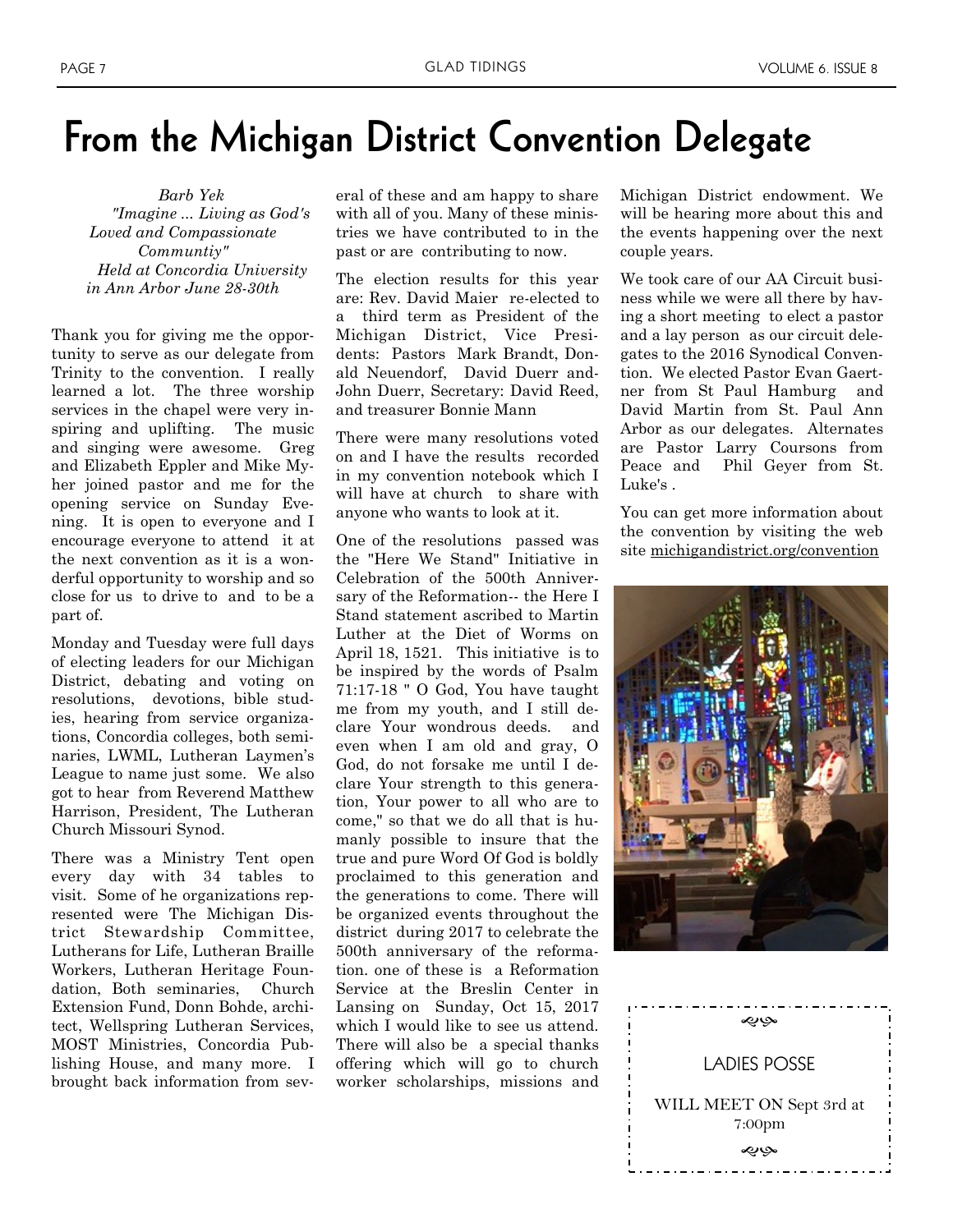# From the Michigan District Convention Delegate

*Barb Yek*
*"Imagine ... Living as God's Loved and Compassionate Communtiy"*
*Held at Concordia University in Ann Arbor June 28-30th*

Thank you for giving me the opportunity to serve as our delegate from Trinity to the convention. I really learned a lot. The three worship services in the chapel were very inspiring and uplifting. The music and singing were awesome. Greg and Elizabeth Eppler and Mike Myher joined pastor and me for the opening service on Sunday Evening. It is open to everyone and I encourage everyone to attend it at the next convention as it is a wonderful opportunity to worship and so close for us to drive to and to be a part of.

Monday and Tuesday were full days of electing leaders for our Michigan District, debating and voting on resolutions, devotions, bible studies, hearing from service organizations, Concordia colleges, both seminaries, LWML, Lutheran Laymen's League to name just some. We also got to hear from Reverend Matthew Harrison, President, The Lutheran Church Missouri Synod.

There was a Ministry Tent open every day with 34 tables to visit. Some of he organizations represented were The Michigan District Stewardship Committee, Lutherans for Life, Lutheran Braille Workers, Lutheran Heritage Foundation, Both seminaries, Church Extension Fund, Donn Bohde, architect, Wellspring Lutheran Services, MOST Ministries, Concordia Publishing House, and many more. I brought back information from several of these and am happy to share with all of you. Many of these ministries we have contributed to in the past or are contributing to now.

The election results for this year are: Rev. David Maier re-elected to a third term as President of the Michigan District, Vice Presidents: Pastors Mark Brandt, Donald Neuendorf, David Duerr and-John Duerr, Secretary: David Reed, and treasurer Bonnie Mann

There were many resolutions voted on and I have the results recorded in my convention notebook which I will have at church to share with anyone who wants to look at it.

One of the resolutions passed was the "Here We Stand" Initiative in Celebration of the 500th Anniversary of the Reformation-- the Here I Stand statement ascribed to Martin Luther at the Diet of Worms on April 18, 1521. This initiative is to be inspired by the words of Psalm 71:17-18 " O God, You have taught me from my youth, and I still declare Your wondrous deeds. and even when I am old and gray, O God, do not forsake me until I declare Your strength to this generation, Your power to all who are to come," so that we do all that is humanly possible to insure that the true and pure Word Of God is boldly proclaimed to this generation and the generations to come. There will be organized events throughout the district during 2017 to celebrate the 500th anniversary of the reformation. one of these is a Reformation Service at the Breslin Center in Lansing on Sunday, Oct 15, 2017 which I would like to see us attend. There will also be a special thanks offering which will go to church worker scholarships, missions and Michigan District endowment. We will be hearing more about this and the events happening over the next couple years.

We took care of our AA Circuit business while we were all there by having a short meeting to elect a pastor and a lay person as our circuit delegates to the 2016 Synodical Convention. We elected Pastor Evan Gaertner from St Paul Hamburg and David Martin from St. Paul Ann Arbor as our delegates. Alternates are Pastor Larry Coursons from Peace and Phil Geyer from St. Luke's .

You can get more information about the convention by visiting the web site michigandistrict.org/convention

LADIES POSSE

WILL MEET ON Sept 3rd at 7:00pm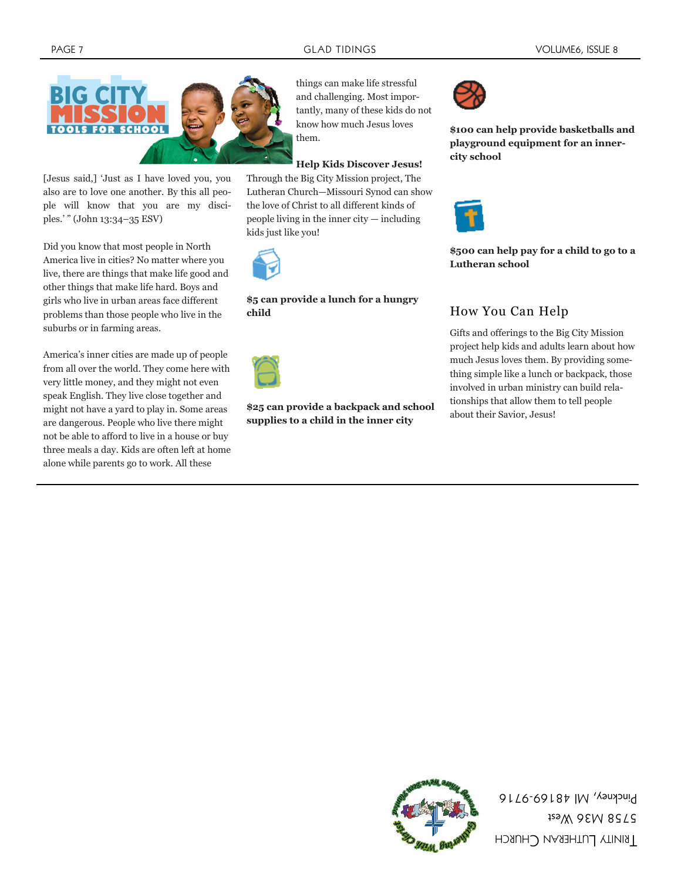BIG CITY MISSION

TOOLS FOR SCHOOL

[Jesus said,] 'Just as I have loved you, you also are to love one another. By this all people will know that you are my disciples.' " (John 13:34–35 ESV)

Did you know that most people in North America live in cities? No matter where you live, there are things that make life good and other things that make life hard. Boys and girls who live in urban areas face different problems than those people who live in the suburbs or in farming areas.

America's inner cities are made up of people from all over the world. They come here with very little money, and they might not even speak English. They live close together and might not have a yard to play in. Some areas are dangerous. People who live there might not be able to afford to live in a house or buy three meals a day. Kids are often left at home alone while parents go to work. All these things can make life stressful and challenging. Most importantly, many of these kids do not know how much Jesus loves them.

**Help Kids Discover Jesus!**

Through the Big City Mission project, The Lutheran Church—Missouri Synod can show the love of Christ to all different kinds of people living in the inner city — including kids just like you!

**$5 can provide a lunch for a hungry child**

**$25 can provide a backpack and school supplies to a child in the inner city**

**$100 can help provide basketballs and playground equipment for an inner-city school**

**$500 can help pay for a child to go to a Lutheran school**

## How You Can Help

Gifts and offerings to the Big City Mission project help kids and adults learn about how much Jesus loves them. By providing something simple like a lunch or backpack, those involved in urban ministry can build relationships that allow them to tell people about their Savior, Jesus!

Trinity Lutheran Church
5758 M36 West
Pinckney, MI 48169-9716